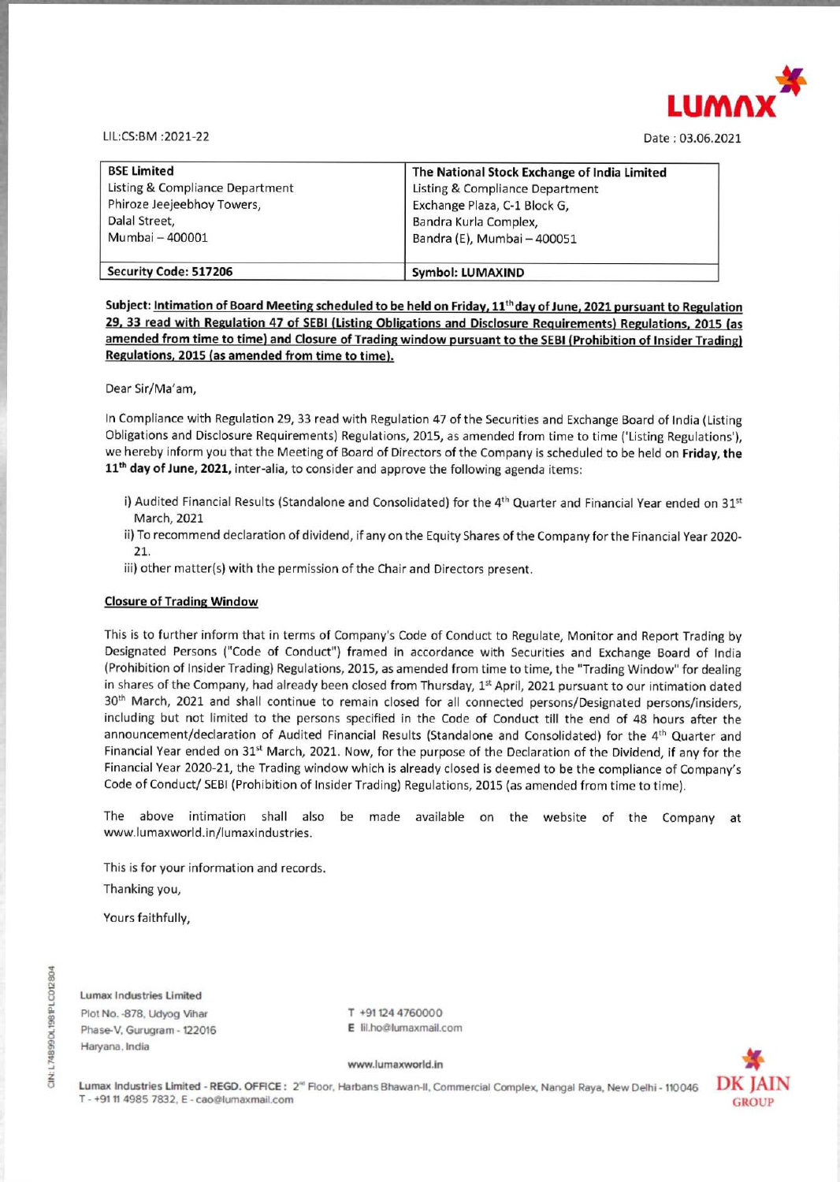LIL:CS:BM :2021-22

Date : 03.06.2021

| BSE Limited | The National Stock Exchange of India Limited |
|---|---|
| Listing & Compliance Department<br>Phiroze Jeejeebhoy Towers,<br>Dalal Street,<br>Mumbai – 400001 | Listing & Compliance Department<br>Exchange Plaza, C-1 Block G,<br>Bandra Kurla Complex,<br>Bandra (E), Mumbai – 400051 |
| **Security Code: 517206** | **Symbol: LUMAXIND** |

**Subject: Intimation of Board Meeting scheduled to be held on Friday, 11th day of June, 2021 pursuant to Regulation 29, 33 read with Regulation 47 of SEBI (Listing Obligations and Disclosure Requirements) Regulations, 2015 (as amended from time to time) and Closure of Trading window pursuant to the SEBI (Prohibition of Insider Trading) Regulations, 2015 (as amended from time to time).**

Dear Sir/Ma'am,

In Compliance with Regulation 29, 33 read with Regulation 47 of the Securities and Exchange Board of India (Listing Obligations and Disclosure Requirements) Regulations, 2015, as amended from time to time ('Listing Regulations'), we hereby inform you that the Meeting of Board of Directors of the Company is scheduled to be held on **Friday, the 11th day of June, 2021,** inter-alia, to consider and approve the following agenda items:

i) Audited Financial Results (Standalone and Consolidated) for the 4th Quarter and Financial Year ended on 31st March, 2021

ii) To recommend declaration of dividend, if any on the Equity Shares of the Company for the Financial Year 2020-21.

iii) other matter(s) with the permission of the Chair and Directors present.

**Closure of Trading Window**

This is to further inform that in terms of Company's Code of Conduct to Regulate, Monitor and Report Trading by Designated Persons ("Code of Conduct") framed in accordance with Securities and Exchange Board of India (Prohibition of Insider Trading) Regulations, 2015, as amended from time to time, the "Trading Window" for dealing in shares of the Company, had already been closed from Thursday, 1st April, 2021 pursuant to our intimation dated 30th March, 2021 and shall continue to remain closed for all connected persons/Designated persons/insiders, including but not limited to the persons specified in the Code of Conduct till the end of 48 hours after the announcement/declaration of Audited Financial Results (Standalone and Consolidated) for the 4th Quarter and Financial Year ended on 31st March, 2021. Now, for the purpose of the Declaration of the Dividend, if any for the Financial Year 2020-21, the Trading window which is already closed is deemed to be the compliance of Company's Code of Conduct/ SEBI (Prohibition of Insider Trading) Regulations, 2015 (as amended from time to time).

The above intimation shall also be made available on the website of the Company at www.lumaxworld.in/lumaxindustries.

This is for your information and records.

Thanking you,

Yours faithfully,

Lumax Industries Limited
Plot No. -878, Udyog Vihar
Phase-V, Gurugram - 122016
Haryana, India

T +91 124 4760000
E lil.ho@lumaxmail.com

www.lumaxworld.in

Lumax Industries Limited - REGD. OFFICE : 2nd Floor, Harbans Bhawan-II, Commercial Complex, Nangal Raya, New Delhi - 110046
T - +91 11 4985 7832, E - cao@lumaxmail.com

CIN: L74899DL1981PLC012804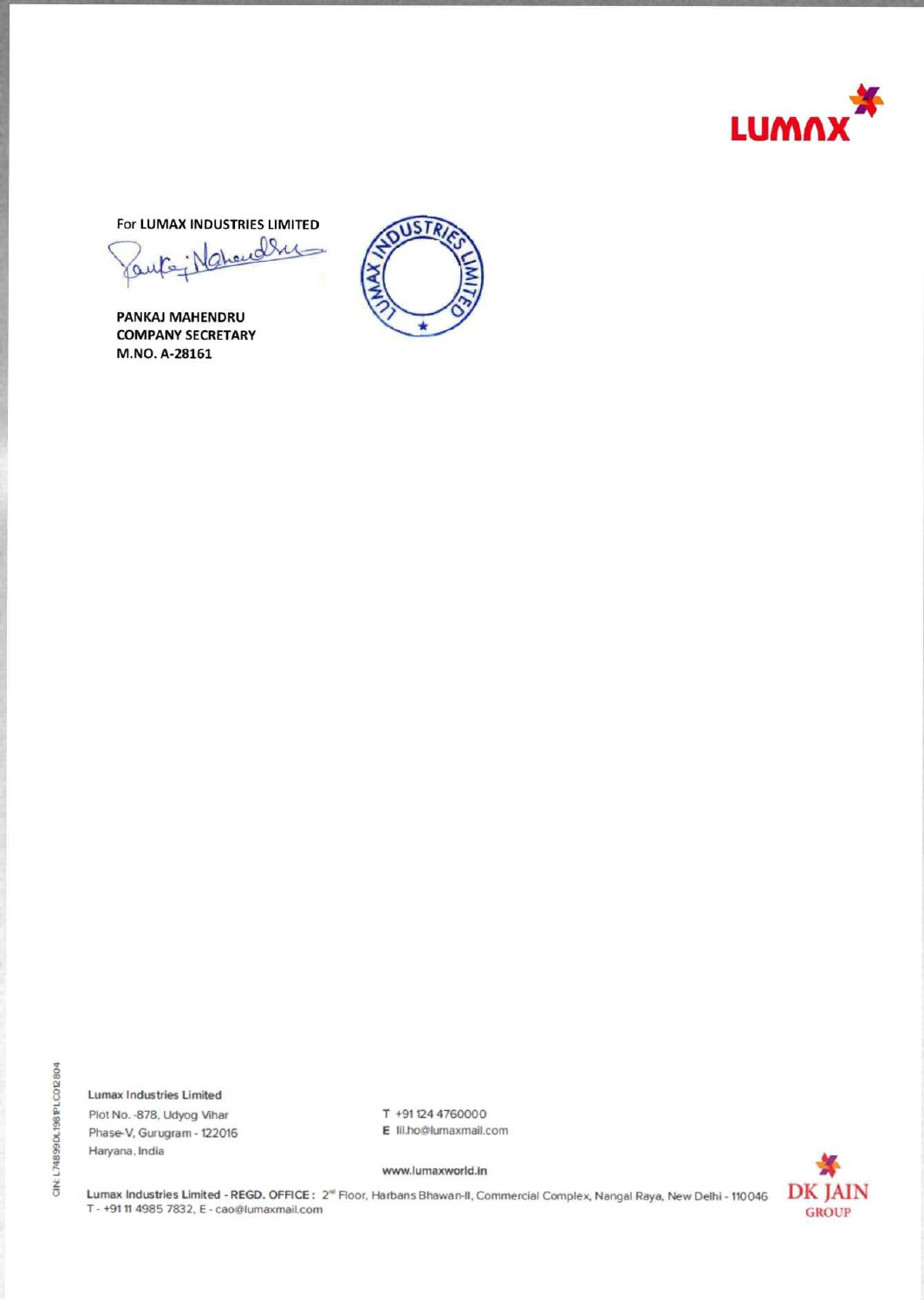For **LUMAX INDUSTRIES LIMITED**

**PANKAJ MAHENDRU**
**COMPANY SECRETARY**
**M.NO. A-28161**

Lumax Industries Limited
Plot No. -878, Udyog Vihar
Phase-V, Gurugram - 122016
Haryana, India

T +91 124 4760000
E lil.ho@lumaxmail.com

www.lumaxworld.in

Lumax Industries Limited - REGD. OFFICE: 2nd Floor, Harbans Bhawan-II, Commercial Complex, Nangal Raya, New Delhi - 110046
T - +91 11 4985 7832, E - cao@lumaxmail.com

CIN: L74899DL1981PLC012804

DK JAIN GROUP